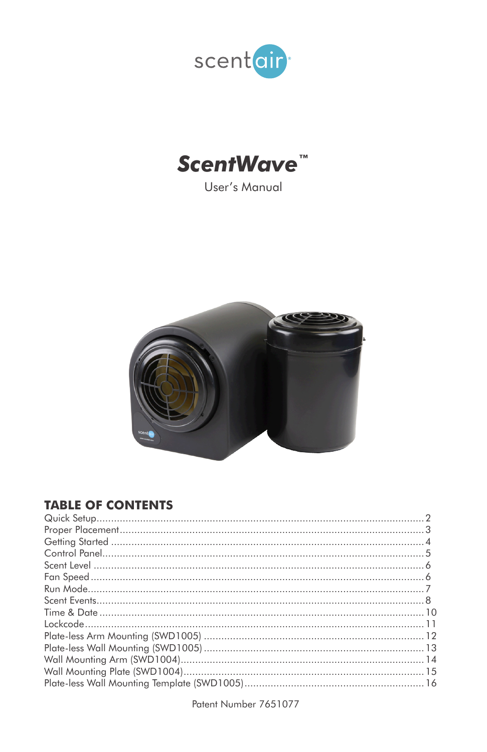scentair

# ScentWave™

User's Manual

## TABLE OF CONTENTS

| | |
|---|---|
| Quick Setup | 2 |
| Proper Placement | 3 |
| Getting Started | 4 |
| Control Panel | 5 |
| Scent Level | 6 |
| Fan Speed | 6 |
| Run Mode | 7 |
| Scent Events | 8 |
| Time & Date | 10 |
| Lockcode | 11 |
| Plate-less Arm Mounting (SWD1005) | 12 |
| Plate-less Wall Mounting (SWD1005) | 13 |
| Wall Mounting Arm (SWD1004) | 14 |
| Wall Mounting Plate (SWD1004) | 15 |
| Plate-less Wall Mounting Template (SWD1005) | 16 |

Patent Number 7651077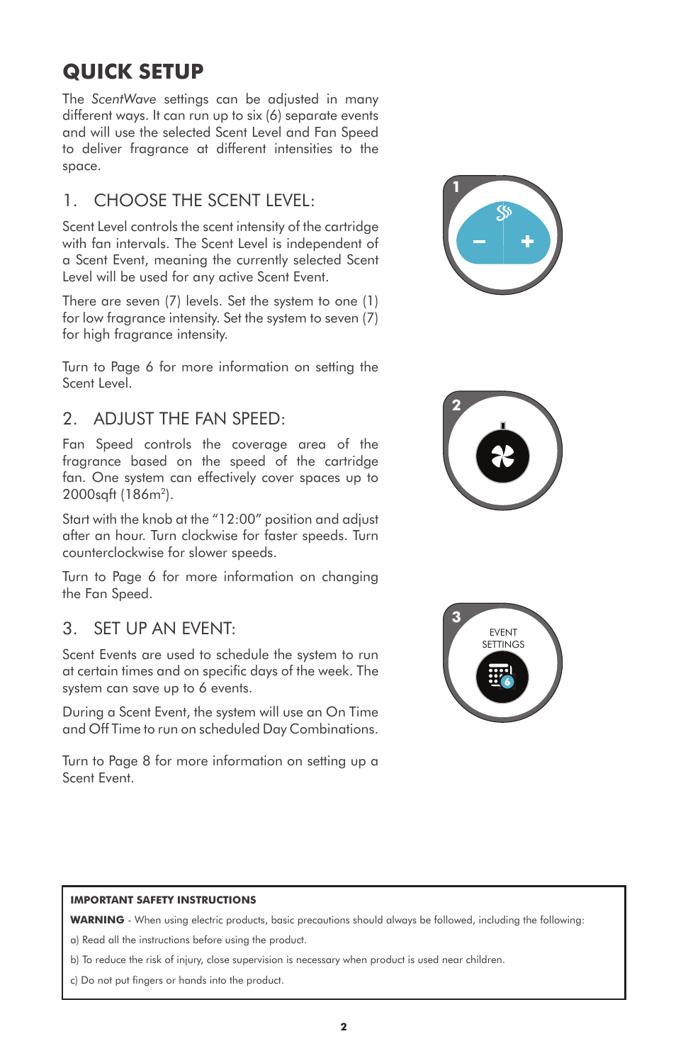# QUICK SETUP

The *ScentWave* settings can be adjusted in many different ways. It can run up to six (6) separate events and will use the selected Scent Level and Fan Speed to deliver fragrance at different intensities to the space.

## 1. CHOOSE THE SCENT LEVEL:

Scent Level controls the scent intensity of the cartridge with fan intervals. The Scent Level is independent of a Scent Event, meaning the currently selected Scent Level will be used for any active Scent Event.

There are seven (7) levels. Set the system to one (1) for low fragrance intensity. Set the system to seven (7) for high fragrance intensity.

Turn to Page 6 for more information on setting the Scent Level.

## 2. ADJUST THE FAN SPEED:

Fan Speed controls the coverage area of the fragrance based on the speed of the cartridge fan. One system can effectively cover spaces up to 2000sqft (186m$^2$).

Start with the knob at the "12:00" position and adjust after an hour. Turn clockwise for faster speeds. Turn counterclockwise for slower speeds.

Turn to Page 6 for more information on changing the Fan Speed.

## 3. SET UP AN EVENT:

Scent Events are used to schedule the system to run at certain times and on specific days of the week. The system can save up to 6 events.

During a Scent Event, the system will use an On Time and Off Time to run on scheduled Day Combinations.

Turn to Page 8 for more information on setting up a Scent Event.

EVENT SETTINGS

**IMPORTANT SAFETY INSTRUCTIONS**

**WARNING** - When using electric products, basic precautions should always be followed, including the following:

a) Read all the instructions before using the product.

b) To reduce the risk of injury, close supervision is necessary when product is used near children.

c) Do not put fingers or hands into the product.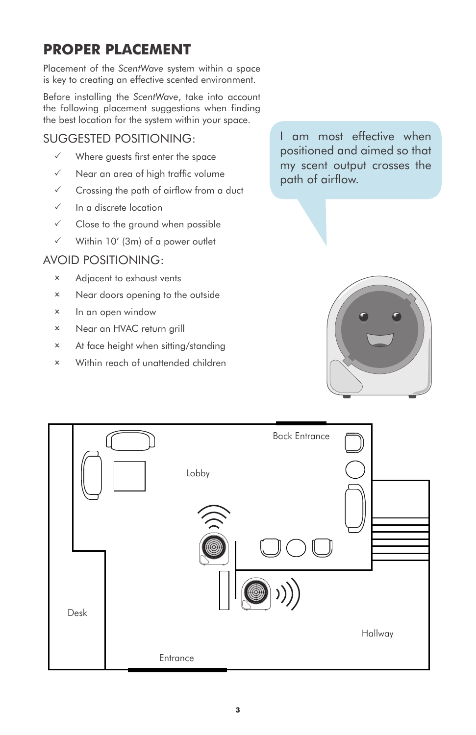# PROPER PLACEMENT

Placement of the *ScentWave* system within a space is key to creating an effective scented environment.

Before installing the *ScentWave*, take into account the following placement suggestions when finding the best location for the system within your space.

## SUGGESTED POSITIONING:

- ✓ Where guests first enter the space
- ✓ Near an area of high traffic volume
- ✓ Crossing the path of airflow from a duct
- ✓ In a discrete location
- ✓ Close to the ground when possible
- ✓ Within 10′ (3m) of a power outlet

## AVOID POSITIONING:

- × Adjacent to exhaust vents
- × Near doors opening to the outside
- × In an open window
- × Near an HVAC return grill
- × At face height when sitting/standing
- × Within reach of unattended children

I am most effective when positioned and aimed so that my scent output crosses the path of airflow.

Back Entrance

Lobby

Desk

Hallway

Entrance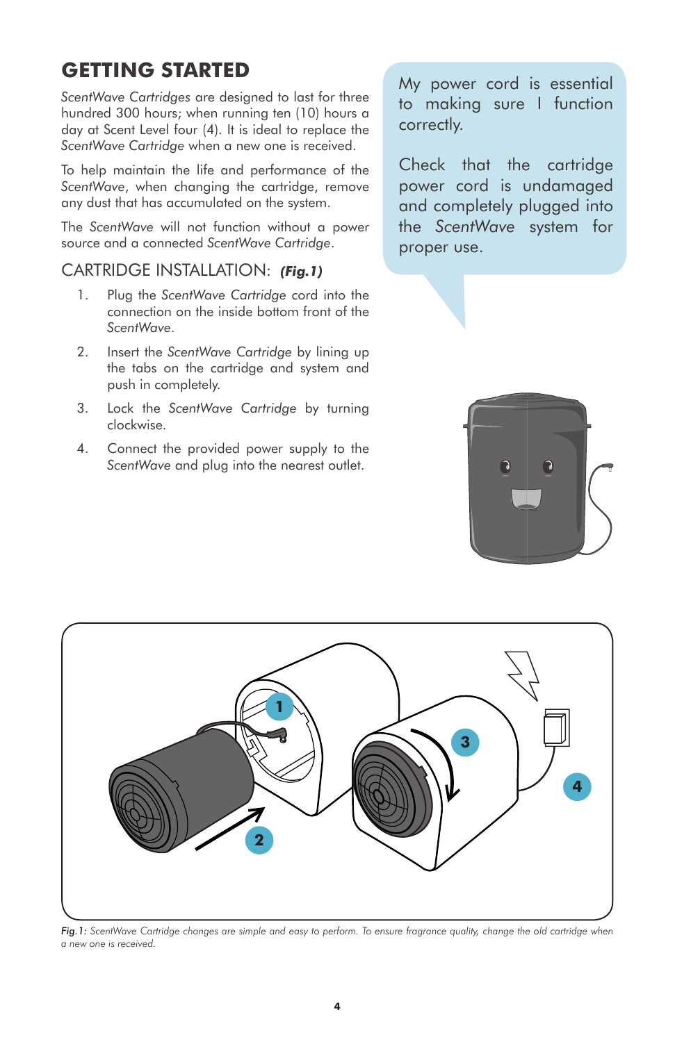## GETTING STARTED

*ScentWave Cartridges* are designed to last for three hundred 300 hours; when running ten (10) hours a day at Scent Level four (4). It is ideal to replace the *ScentWave Cartridge* when a new one is received.

To help maintain the life and performance of the *ScentWave*, when changing the cartridge, remove any dust that has accumulated on the system.

The *ScentWave* will not function without a power source and a connected *ScentWave Cartridge*.

### CARTRIDGE INSTALLATION: ***(Fig.1)***

1. Plug the *ScentWave Cartridge* cord into the connection on the inside bottom front of the *ScentWave*.
2. Insert the *ScentWave Cartridge* by lining up the tabs on the cartridge and system and push in completely.
3. Lock the *ScentWave Cartridge* by turning clockwise.
4. Connect the provided power supply to the *ScentWave* and plug into the nearest outlet.

My power cord is essential to making sure I function correctly.

Check that the cartridge power cord is undamaged and completely plugged into the *ScentWave* system for proper use.

*Fig.1: ScentWave Cartridge changes are simple and easy to perform. To ensure fragrance quality, change the old cartridge when a new one is received.*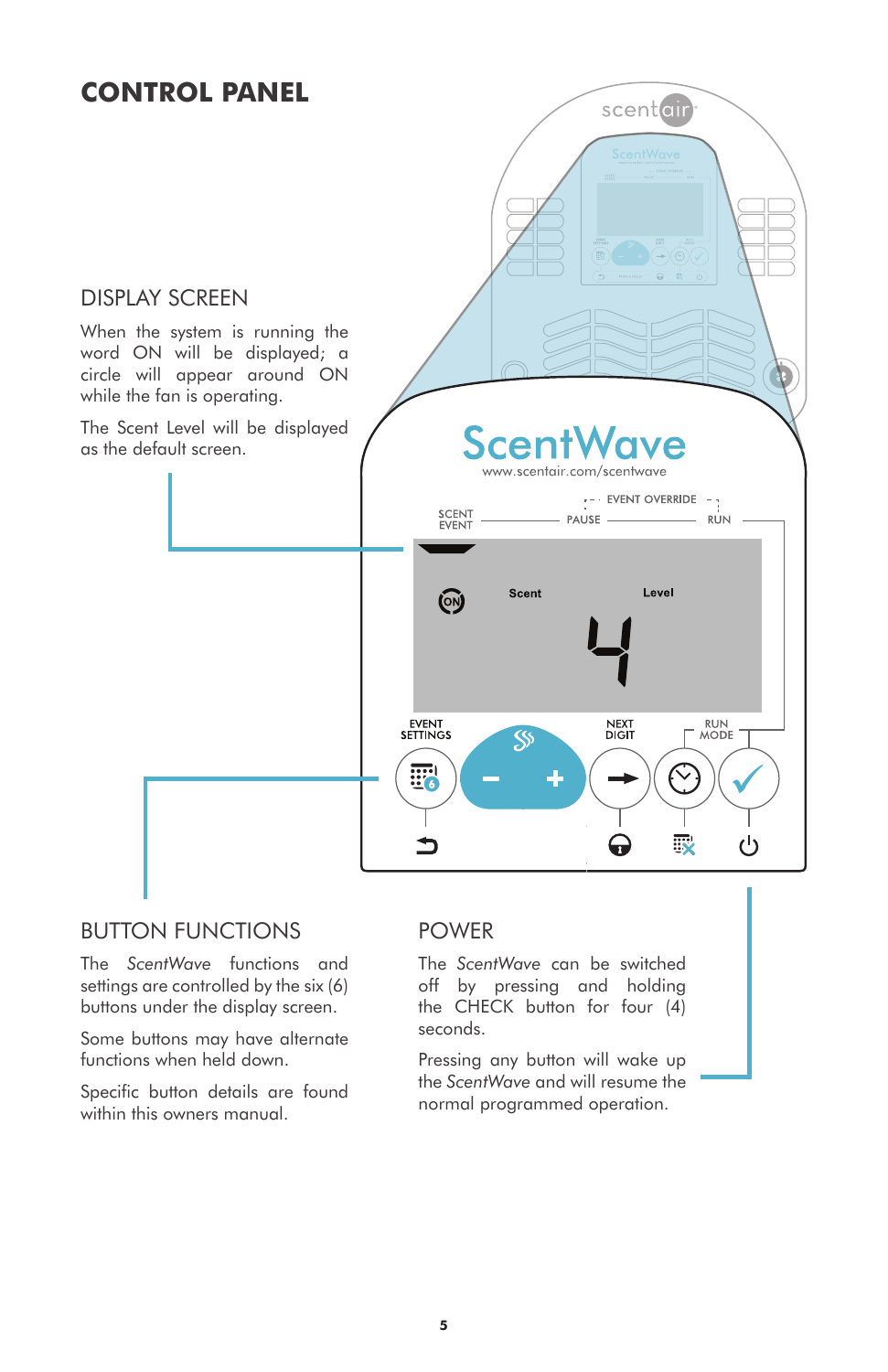# CONTROL PANEL

## DISPLAY SCREEN

When the system is running the word ON will be displayed; a circle will appear around ON while the fan is operating.

The Scent Level will be displayed as the default screen.

## BUTTON FUNCTIONS

The *ScentWave* functions and settings are controlled by the six (6) buttons under the display screen.

Some buttons may have alternate functions when held down.

Specific button details are found within this owners manual.

## POWER

The *ScentWave* can be switched off by pressing and holding the CHECK button for four (4) seconds.

Pressing any button will wake up the *ScentWave* and will resume the normal programmed operation.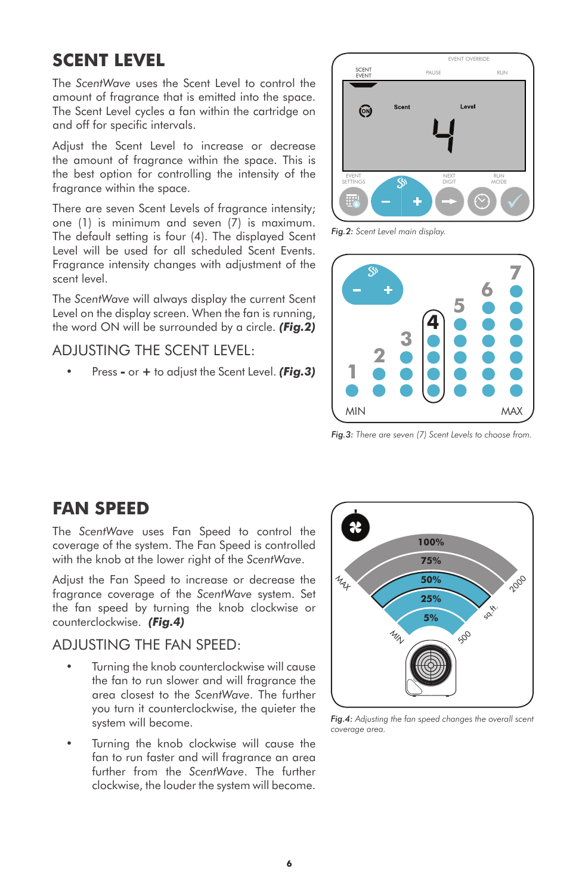# SCENT LEVEL

The *ScentWave* uses the Scent Level to control the amount of fragrance that is emitted into the space. The Scent Level cycles a fan within the cartridge on and off for specific intervals.

Adjust the Scent Level to increase or decrease the amount of fragrance within the space. This is the best option for controlling the intensity of the fragrance within the space.

There are seven Scent Levels of fragrance intensity; one (1) is minimum and seven (7) is maximum. The default setting is four (4). The displayed Scent Level will be used for all scheduled Scent Events. Fragrance intensity changes with adjustment of the scent level.

The *ScentWave* will always display the current Scent Level on the display screen. When the fan is running, the word ON will be surrounded by a circle. ***(Fig.2)***

## ADJUSTING THE SCENT LEVEL:

- Press **-** or **+** to adjust the Scent Level. ***(Fig.3)***

Fig.2: *Scent Level main display.*

Fig.3: *There are seven (7) Scent Levels to choose from.*

# FAN SPEED

The *ScentWave* uses Fan Speed to control the coverage of the system. The Fan Speed is controlled with the knob at the lower right of the *ScentWave*.

Adjust the Fan Speed to increase or decrease the fragrance coverage of the *ScentWave* system. Set the fan speed by turning the knob clockwise or counterclockwise. ***(Fig.4)***

## ADJUSTING THE FAN SPEED:

- Turning the knob counterclockwise will cause the fan to run slower and will fragrance the area closest to the *ScentWave*. The further you turn it counterclockwise, the quieter the system will become.
- Turning the knob clockwise will cause the fan to run faster and will fragrance an area further from the *ScentWave*. The further clockwise, the louder the system will become.

Fig.4: *Adjusting the fan speed changes the overall scent coverage area.*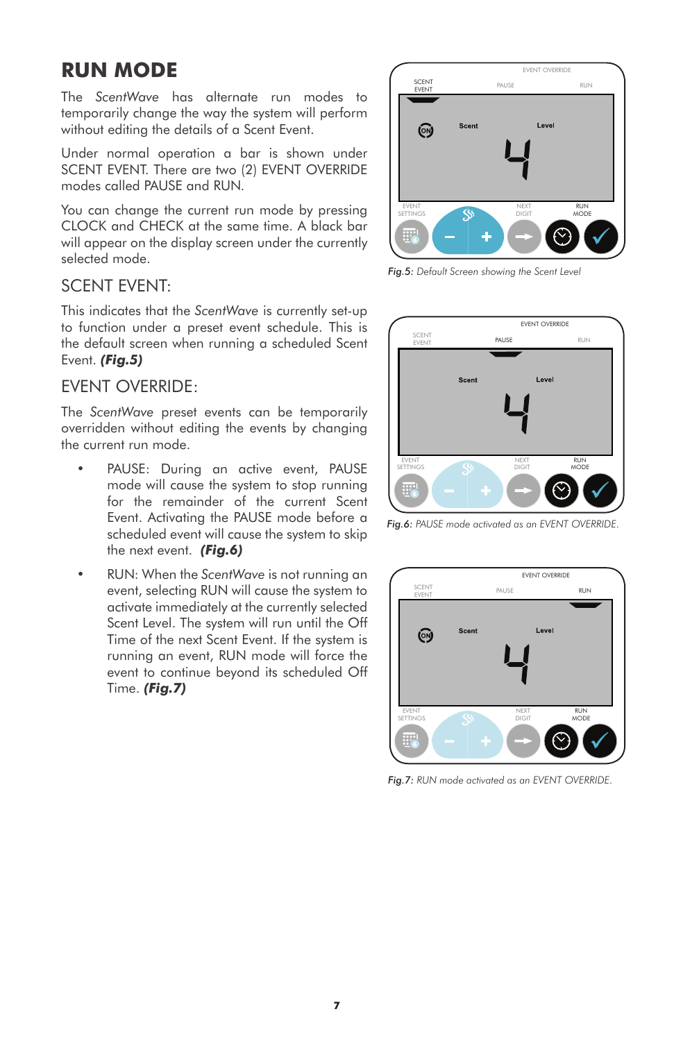# RUN MODE

The *ScentWave* has alternate run modes to temporarily change the way the system will perform without editing the details of a Scent Event.

Under normal operation a bar is shown under SCENT EVENT. There are two (2) EVENT OVERRIDE modes called PAUSE and RUN.

You can change the current run mode by pressing CLOCK and CHECK at the same time. A black bar will appear on the display screen under the currently selected mode.

## SCENT EVENT:

This indicates that the *ScentWave* is currently set-up to function under a preset event schedule. This is the default screen when running a scheduled Scent Event. ***(Fig.5)***

## EVENT OVERRIDE:

The *ScentWave* preset events can be temporarily overridden without editing the events by changing the current run mode.

- PAUSE: During an active event, PAUSE mode will cause the system to stop running for the remainder of the current Scent Event. Activating the PAUSE mode before a scheduled event will cause the system to skip the next event. ***(Fig.6)***
- RUN: When the *ScentWave* is not running an event, selecting RUN will cause the system to activate immediately at the currently selected Scent Level. The system will run until the Off Time of the next Scent Event. If the system is running an event, RUN mode will force the event to continue beyond its scheduled Off Time. ***(Fig.7)***

**Fig.5:** *Default Screen showing the Scent Level*

**Fig.6:** *PAUSE mode activated as an EVENT OVERRIDE.*

**Fig.7:** *RUN mode activated as an EVENT OVERRIDE.*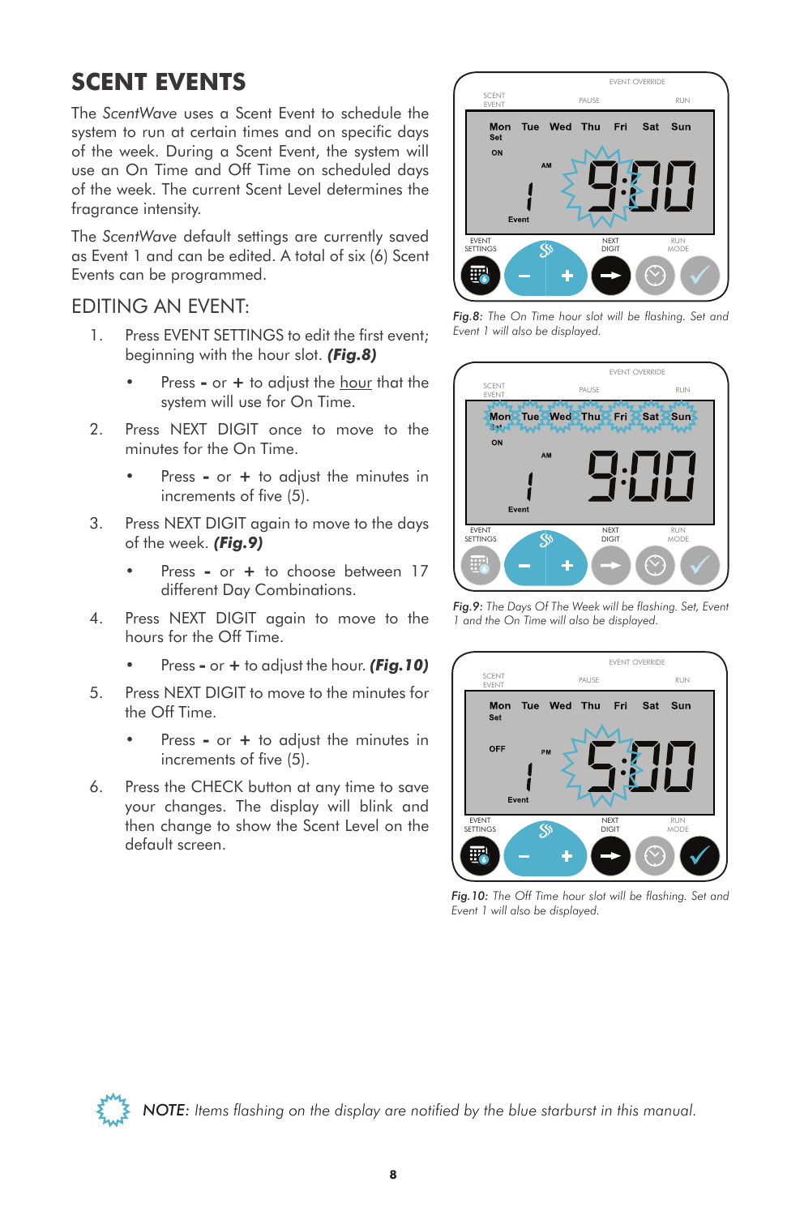# SCENT EVENTS

The *ScentWave* uses a Scent Event to schedule the system to run at certain times and on specific days of the week. During a Scent Event, the system will use an On Time and Off Time on scheduled days of the week. The current Scent Level determines the fragrance intensity.

The *ScentWave* default settings are currently saved as Event 1 and can be edited. A total of six (6) Scent Events can be programmed.

## EDITING AN EVENT:

1. Press EVENT SETTINGS to edit the first event; beginning with the hour slot. ***(Fig.8)***
   - Press **-** or **+** to adjust the <u>hour</u> that the system will use for On Time.
2. Press NEXT DIGIT once to move to the minutes for the On Time.
   - Press **-** or **+** to adjust the minutes in increments of five (5).
3. Press NEXT DIGIT again to move to the days of the week. ***(Fig.9)***
   - Press **-** or **+** to choose between 17 different Day Combinations.
4. Press NEXT DIGIT again to move to the hours for the Off Time.
   - Press **-** or **+** to adjust the hour. ***(Fig.10)***
5. Press NEXT DIGIT to move to the minutes for the Off Time.
   - Press **-** or **+** to adjust the minutes in increments of five (5).
6. Press the CHECK button at any time to save your changes. The display will blink and then change to show the Scent Level on the default screen.

*Fig.8: The On Time hour slot will be flashing. Set and Event 1 will also be displayed.*

*Fig.9: The Days Of The Week will be flashing. Set, Event 1 and the On Time will also be displayed.*

*Fig.10: The Off Time hour slot will be flashing. Set and Event 1 will also be displayed.*

*NOTE: Items flashing on the display are notified by the blue starburst in this manual.*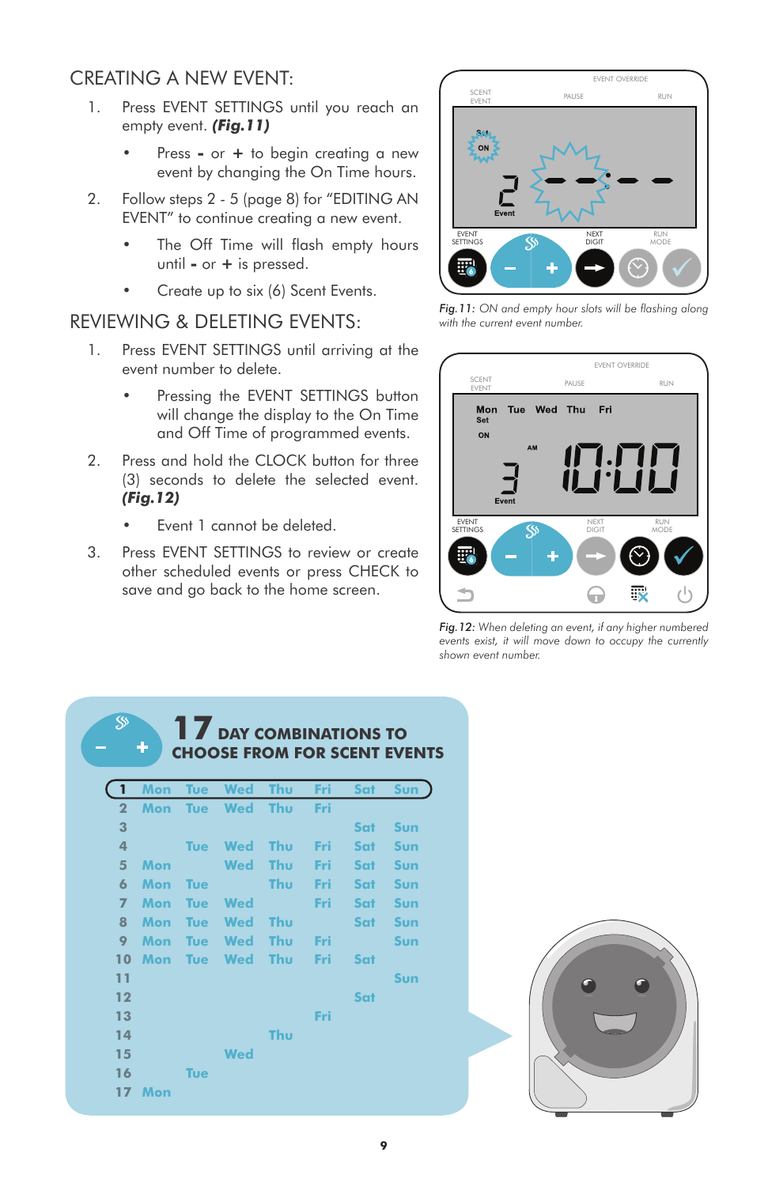## CREATING A NEW EVENT:

1. Press EVENT SETTINGS until you reach an empty event. ***(Fig.11)***
   - Press **-** or **+** to begin creating a new event by changing the On Time hours.
2. Follow steps 2 - 5 (page 8) for "EDITING AN EVENT" to continue creating a new event.
   - The Off Time will flash empty hours until **-** or **+** is pressed.
   - Create up to six (6) Scent Events.

## REVIEWING & DELETING EVENTS:

1. Press EVENT SETTINGS until arriving at the event number to delete.
   - Pressing the EVENT SETTINGS button will change the display to the On Time and Off Time of programmed events.
2. Press and hold the CLOCK button for three (3) seconds to delete the selected event. ***(Fig.12)***
   - Event 1 cannot be deleted.
3. Press EVENT SETTINGS to review or create other scheduled events or press CHECK to save and go back to the home screen.

*Fig.11: ON and empty hour slots will be flashing along with the current event number.*

*Fig.12: When deleting an event, if any higher numbered events exist, it will move down to occupy the currently shown event number.*

### 17 DAY COMBINATIONS TO CHOOSE FROM FOR SCENT EVENTS

| # | Mon | Tue | Wed | Thu | Fri | Sat | Sun |
|---|---|---|---|---|---|---|---|
| 1 | Mon | Tue | Wed | Thu | Fri | Sat | Sun |
| 2 | Mon | Tue | Wed | Thu | Fri | | |
| 3 | | | | | | Sat | Sun |
| 4 | | Tue | Wed | Thu | Fri | Sat | Sun |
| 5 | Mon | | Wed | Thu | Fri | Sat | Sun |
| 6 | Mon | Tue | | Thu | Fri | Sat | Sun |
| 7 | Mon | Tue | Wed | | Fri | Sat | Sun |
| 8 | Mon | Tue | Wed | Thu | | Sat | Sun |
| 9 | Mon | Tue | Wed | Thu | Fri | | Sun |
| 10 | Mon | Tue | Wed | Thu | Fri | Sat | |
| 11 | | | | | | | Sun |
| 12 | | | | | | Sat | |
| 13 | | | | | Fri | | |
| 14 | | | | Thu | | | |
| 15 | | | Wed | | | | |
| 16 | | Tue | | | | | |
| 17 | Mon | | | | | | |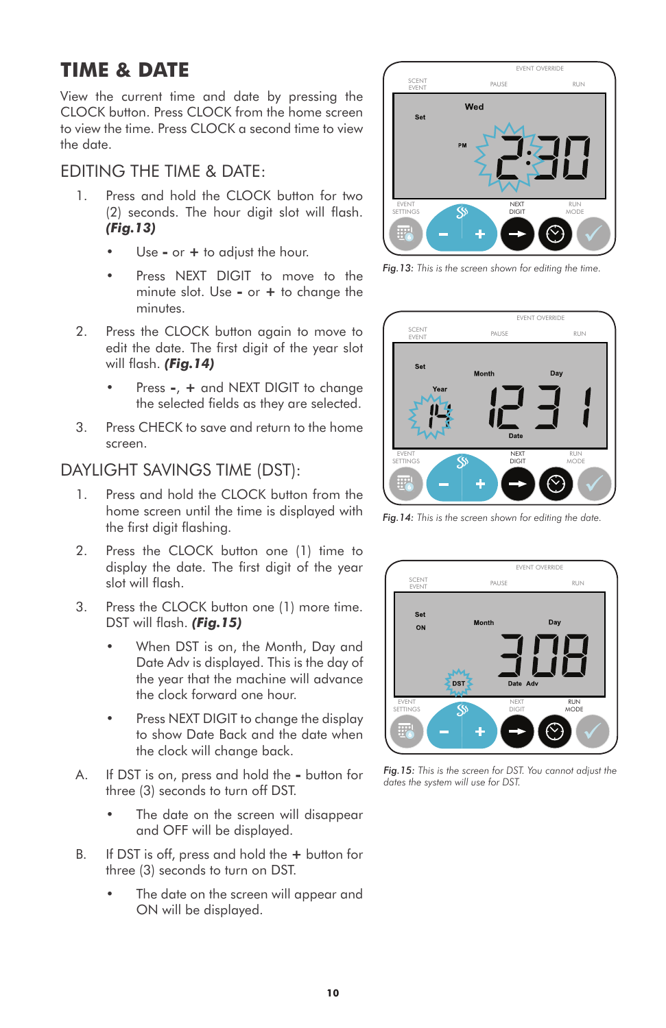# TIME & DATE

View the current time and date by pressing the CLOCK button. Press CLOCK from the home screen to view the time. Press CLOCK a second time to view the date.

## EDITING THE TIME & DATE:

1. Press and hold the CLOCK button for two (2) seconds. The hour digit slot will flash. ***(Fig.13)***
   - Use **-** or **+** to adjust the hour.
   - Press NEXT DIGIT to move to the minute slot. Use **-** or **+** to change the minutes.
2. Press the CLOCK button again to move to edit the date. The first digit of the year slot will flash. ***(Fig.14)***
   - Press **-**, **+** and NEXT DIGIT to change the selected fields as they are selected.
3. Press CHECK to save and return to the home screen.

## DAYLIGHT SAVINGS TIME (DST):

1. Press and hold the CLOCK button from the home screen until the time is displayed with the first digit flashing.
2. Press the CLOCK button one (1) time to display the date. The first digit of the year slot will flash.
3. Press the CLOCK button one (1) more time. DST will flash. ***(Fig.15)***
   - When DST is on, the Month, Day and Date Adv is displayed. This is the day of the year that the machine will advance the clock forward one hour.
   - Press NEXT DIGIT to change the display to show Date Back and the date when the clock will change back.

A. If DST is on, press and hold the **-** button for three (3) seconds to turn off DST.
   - The date on the screen will disappear and OFF will be displayed.

B. If DST is off, press and hold the **+** button for three (3) seconds to turn on DST.
   - The date on the screen will appear and ON will be displayed.

*Fig.13: This is the screen shown for editing the time.*

*Fig.14: This is the screen shown for editing the date.*

*Fig.15: This is the screen for DST. You cannot adjust the dates the system will use for DST.*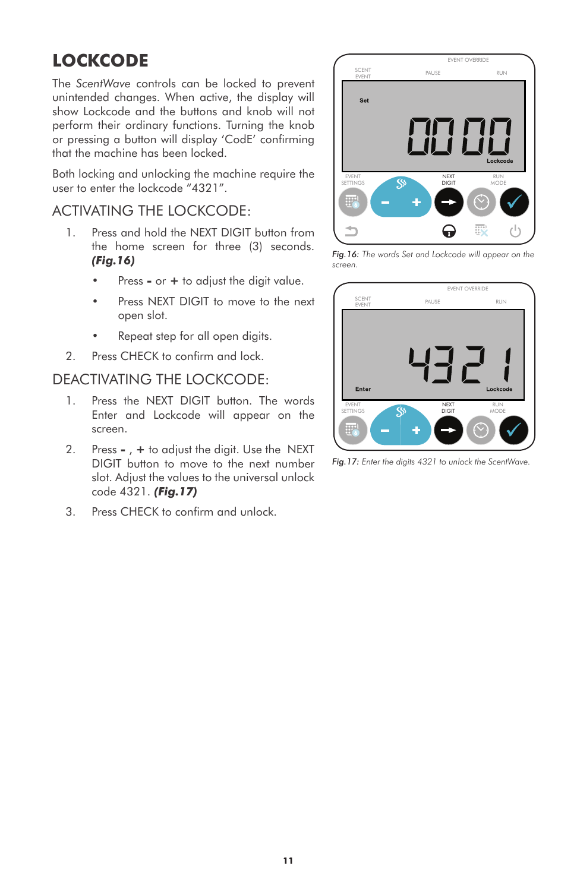# LOCKCODE

The *ScentWave* controls can be locked to prevent unintended changes. When active, the display will show Lockcode and the buttons and knob will not perform their ordinary functions. Turning the knob or pressing a button will display 'CodE' confirming that the machine has been locked.

Both locking and unlocking the machine require the user to enter the lockcode "4321".

## ACTIVATING THE LOCKCODE:

1. Press and hold the NEXT DIGIT button from the home screen for three (3) seconds. ***(Fig.16)***
   - Press **-** or **+** to adjust the digit value.
   - Press NEXT DIGIT to move to the next open slot.
   - Repeat step for all open digits.
2. Press CHECK to confirm and lock.

## DEACTIVATING THE LOCKCODE:

1. Press the NEXT DIGIT button. The words Enter and Lockcode will appear on the screen.
2. Press **-** , **+** to adjust the digit. Use the NEXT DIGIT button to move to the next number slot. Adjust the values to the universal unlock code 4321. ***(Fig.17)***
3. Press CHECK to confirm and unlock.

*Fig.16: The words Set and Lockcode will appear on the screen.*

*Fig.17: Enter the digits 4321 to unlock the ScentWave.*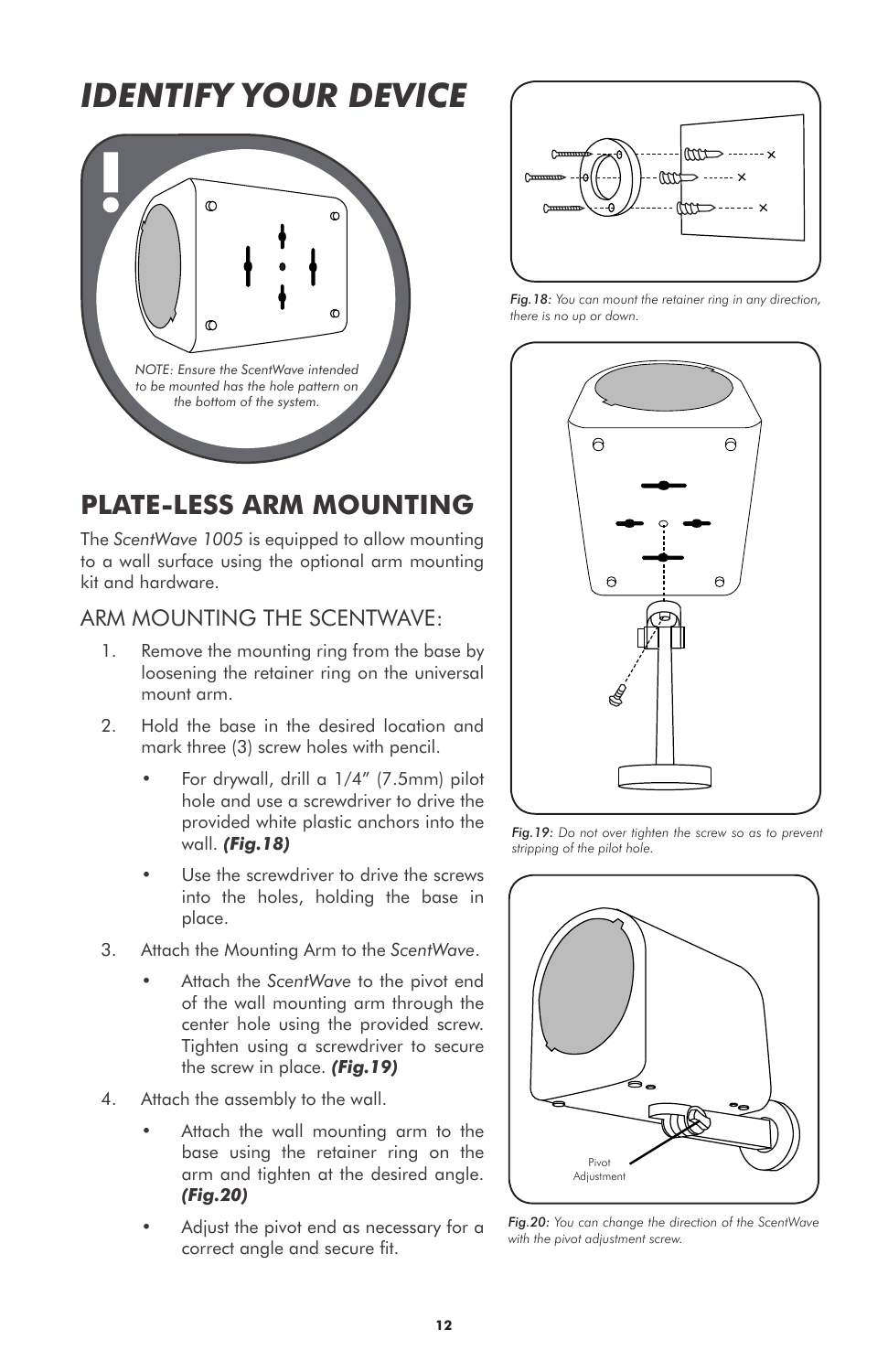# IDENTIFY YOUR DEVICE

*NOTE: Ensure the ScentWave intended to be mounted has the hole pattern on the bottom of the system.*

## PLATE-LESS ARM MOUNTING

The *ScentWave 1005* is equipped to allow mounting to a wall surface using the optional arm mounting kit and hardware.

### ARM MOUNTING THE SCENTWAVE:

1. Remove the mounting ring from the base by loosening the retainer ring on the universal mount arm.
2. Hold the base in the desired location and mark three (3) screw holes with pencil.
   - For drywall, drill a 1/4" (7.5mm) pilot hole and use a screwdriver to drive the provided white plastic anchors into the wall. ***(Fig.18)***
   - Use the screwdriver to drive the screws into the holes, holding the base in place.
3. Attach the Mounting Arm to the *ScentWave*.
   - Attach the *ScentWave* to the pivot end of the wall mounting arm through the center hole using the provided screw. Tighten using a screwdriver to secure the screw in place. ***(Fig.19)***
4. Attach the assembly to the wall.
   - Attach the wall mounting arm to the base using the retainer ring on the arm and tighten at the desired angle. ***(Fig.20)***
   - Adjust the pivot end as necessary for a correct angle and secure fit.

*Fig.18: You can mount the retainer ring in any direction, there is no up or down.*

*Fig.19: Do not over tighten the screw so as to prevent stripping of the pilot hole.*

Pivot Adjustment

*Fig.20: You can change the direction of the ScentWave with the pivot adjustment screw.*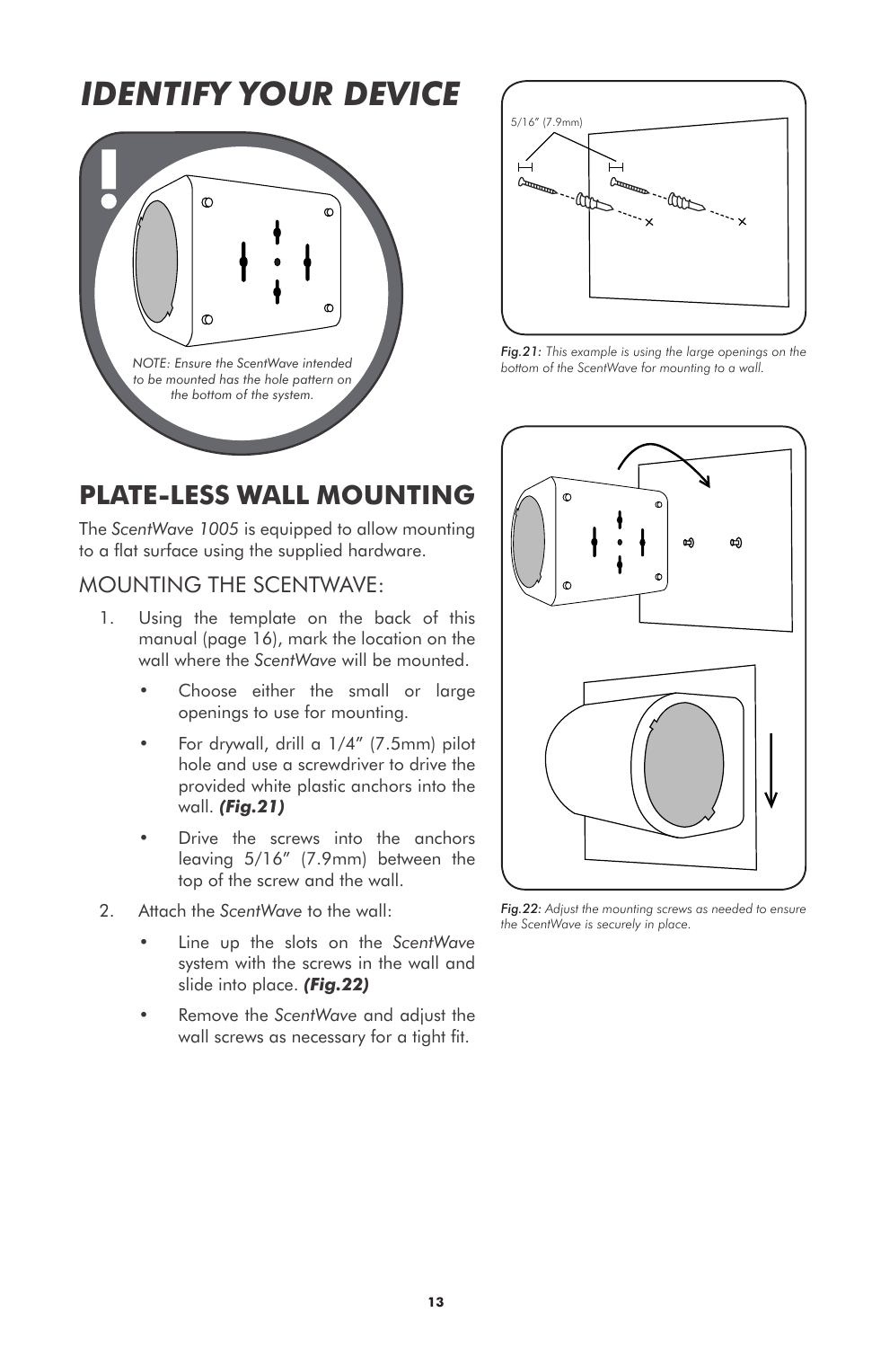# IDENTIFY YOUR DEVICE

*NOTE: Ensure the ScentWave intended to be mounted has the hole pattern on the bottom of the system.*

## PLATE-LESS WALL MOUNTING

The *ScentWave 1005* is equipped to allow mounting to a flat surface using the supplied hardware.

### MOUNTING THE SCENTWAVE:

1. Using the template on the back of this manual (page 16), mark the location on the wall where the *ScentWave* will be mounted.
   - Choose either the small or large openings to use for mounting.
   - For drywall, drill a 1/4" (7.5mm) pilot hole and use a screwdriver to drive the provided white plastic anchors into the wall. ***(Fig.21)***
   - Drive the screws into the anchors leaving 5/16" (7.9mm) between the top of the screw and the wall.
2. Attach the *ScentWave* to the wall:
   - Line up the slots on the *ScentWave* system with the screws in the wall and slide into place. ***(Fig.22)***
   - Remove the *ScentWave* and adjust the wall screws as necessary for a tight fit.

5/16" (7.9mm)

*Fig.21: This example is using the large openings on the bottom of the ScentWave for mounting to a wall.*

*Fig.22: Adjust the mounting screws as needed to ensure the ScentWave is securely in place.*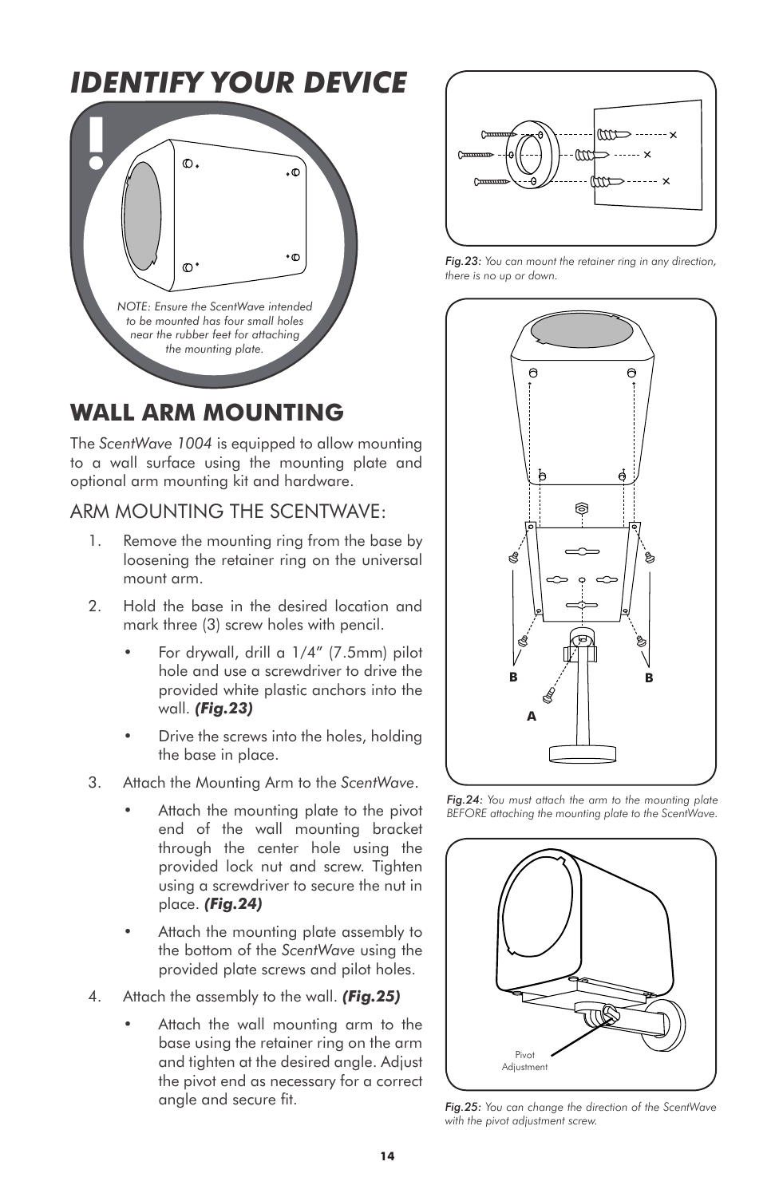# IDENTIFY YOUR DEVICE

*NOTE: Ensure the ScentWave intended to be mounted has four small holes near the rubber feet for attaching the mounting plate.*

## WALL ARM MOUNTING

The *ScentWave 1004* is equipped to allow mounting to a wall surface using the mounting plate and optional arm mounting kit and hardware.

### ARM MOUNTING THE SCENTWAVE:

1. Remove the mounting ring from the base by loosening the retainer ring on the universal mount arm.
2. Hold the base in the desired location and mark three (3) screw holes with pencil.
   - For drywall, drill a 1/4" (7.5mm) pilot hole and use a screwdriver to drive the provided white plastic anchors into the wall. ***(Fig.23)***
   - Drive the screws into the holes, holding the base in place.
3. Attach the Mounting Arm to the *ScentWave*.
   - Attach the mounting plate to the pivot end of the wall mounting bracket through the center hole using the provided lock nut and screw. Tighten using a screwdriver to secure the nut in place. ***(Fig.24)***
   - Attach the mounting plate assembly to the bottom of the *ScentWave* using the provided plate screws and pilot holes.
4. Attach the assembly to the wall. ***(Fig.25)***
   - Attach the wall mounting arm to the base using the retainer ring on the arm and tighten at the desired angle. Adjust the pivot end as necessary for a correct angle and secure fit.

*Fig.23: You can mount the retainer ring in any direction, there is no up or down.*

*Fig.24: You must attach the arm to the mounting plate BEFORE attaching the mounting plate to the ScentWave.*

*Fig.25: You can change the direction of the ScentWave with the pivot adjustment screw.*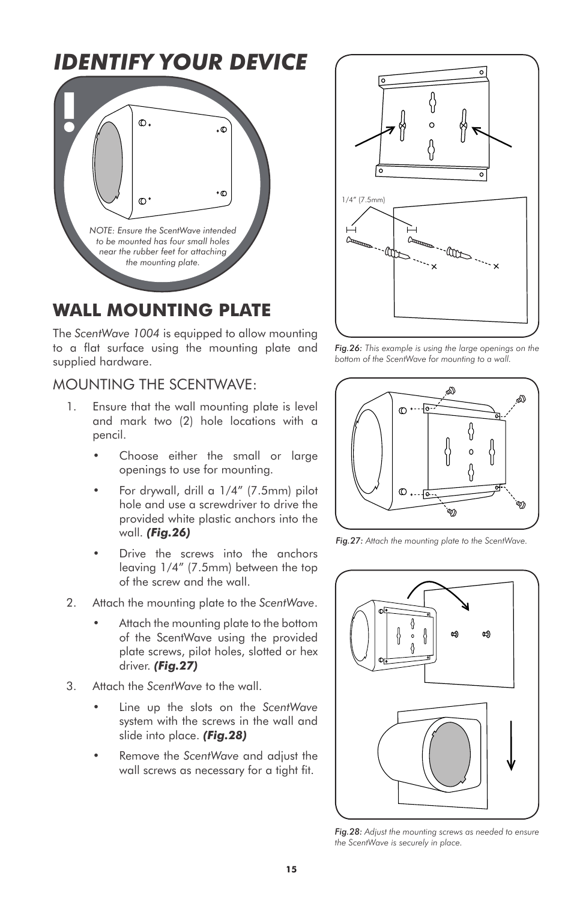# IDENTIFY YOUR DEVICE

*NOTE: Ensure the ScentWave intended to be mounted has four small holes near the rubber feet for attaching the mounting plate.*

## WALL MOUNTING PLATE

The *ScentWave 1004* is equipped to allow mounting to a flat surface using the mounting plate and supplied hardware.

### MOUNTING THE SCENTWAVE:

1. Ensure that the wall mounting plate is level and mark two (2) hole locations with a pencil.
   - Choose either the small or large openings to use for mounting.
   - For drywall, drill a 1/4” (7.5mm) pilot hole and use a screwdriver to drive the provided white plastic anchors into the wall. ***(Fig.26)***
   - Drive the screws into the anchors leaving 1/4” (7.5mm) between the top of the screw and the wall.
2. Attach the mounting plate to the *ScentWave*.
   - Attach the mounting plate to the bottom of the ScentWave using the provided plate screws, pilot holes, slotted or hex driver. ***(Fig.27)***
3. Attach the *ScentWave* to the wall.
   - Line up the slots on the *ScentWave* system with the screws in the wall and slide into place. ***(Fig.28)***
   - Remove the *ScentWave* and adjust the wall screws as necessary for a tight fit.

1/4” (7.5mm)

Fig.26: *This example is using the large openings on the bottom of the ScentWave for mounting to a wall.*

Fig.27: *Attach the mounting plate to the ScentWave.*

Fig.28: *Adjust the mounting screws as needed to ensure the ScentWave is securely in place.*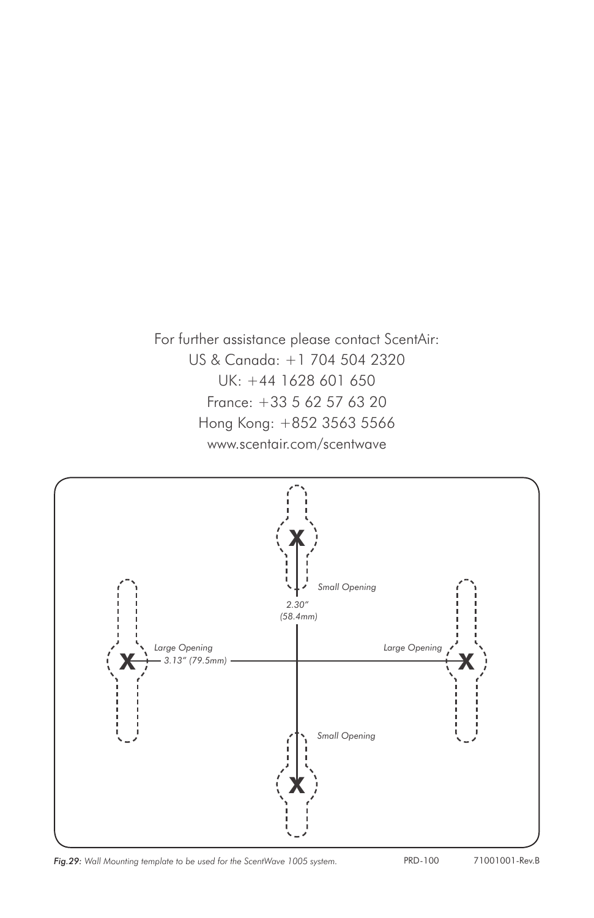For further assistance please contact ScentAir:
US & Canada: +1 704 504 2320
UK: +44 1628 601 650
France: +33 5 62 57 63 20
Hong Kong: +852 3563 5566
www.scentair.com/scentwave

X

Small Opening

2.30"
(58.4mm)

Large Opening

X 3.13" (79.5mm)

Large Opening

X

Small Opening

X

***Fig.29:*** *Wall Mounting template to be used for the ScentWave 1005 system.*

PRD-100 71001001-Rev.B